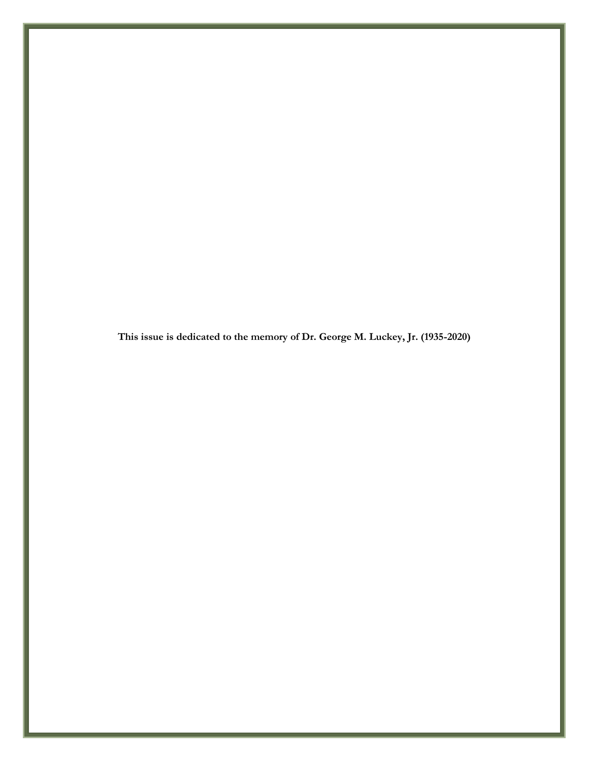**This issue is dedicated to the memory of Dr. George M. Luckey, Jr. (1935-2020)**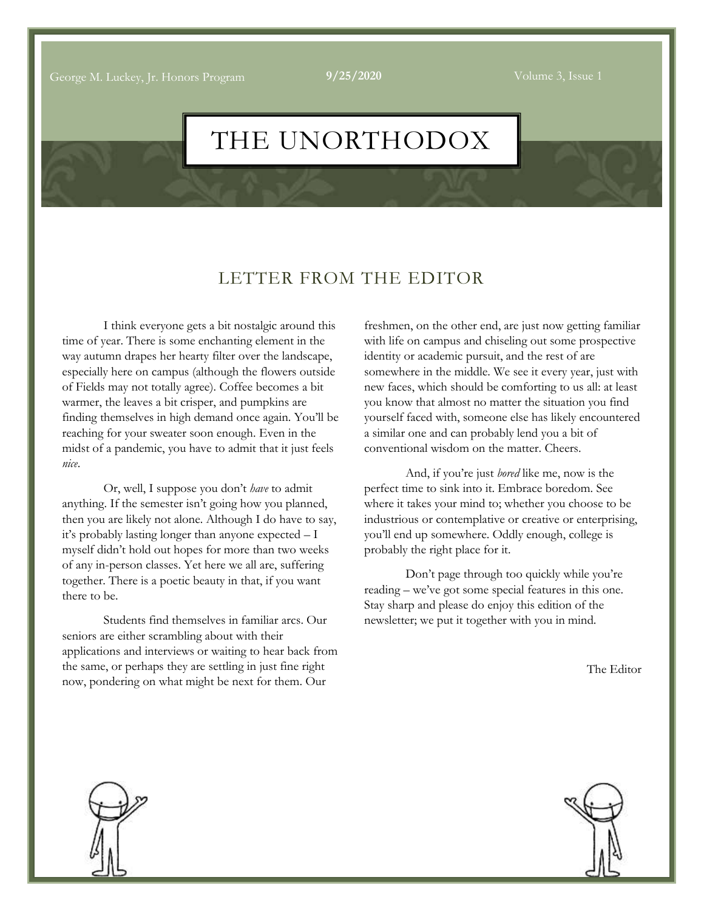# THE UNORTHODOX

## LETTER FROM THE EDITOR

I think everyone gets a bit nostalgic around this time of year. There is some enchanting element in the way autumn drapes her hearty filter over the landscape, especially here on campus (although the flowers outside of Fields may not totally agree). Coffee becomes a bit warmer, the leaves a bit crisper, and pumpkins are finding themselves in high demand once again. You'll be reaching for your sweater soon enough. Even in the midst of a pandemic, you have to admit that it just feels *nice*.

Or, well, I suppose you don't *have* to admit anything. If the semester isn't going how you planned, then you are likely not alone. Although I do have to say, it's probably lasting longer than anyone expected – I myself didn't hold out hopes for more than two weeks of any in-person classes. Yet here we all are, suffering together. There is a poetic beauty in that, if you want there to be.

Students find themselves in familiar arcs. Our seniors are either scrambling about with their applications and interviews or waiting to hear back from the same, or perhaps they are settling in just fine right now, pondering on what might be next for them. Our freshmen, on the other end, are just now getting familiar with life on campus and chiseling out some prospective identity or academic pursuit, and the rest of are somewhere in the middle. We see it every year, just with new faces, which should be comforting to us all: at least you know that almost no matter the situation you find yourself faced with, someone else has likely encountered a similar one and can probably lend you a bit of conventional wisdom on the matter. Cheers.

And, if you're just *bored* like me, now is the perfect time to sink into it. Embrace boredom. See where it takes your mind to; whether you choose to be industrious or contemplative or creative or enterprising, you'll end up somewhere. Oddly enough, college is probably the right place for it.

Don't page through too quickly while you're reading – we've got some special features in this one. Stay sharp and please do enjoy this edition of the newsletter; we put it together with you in mind.

The Editor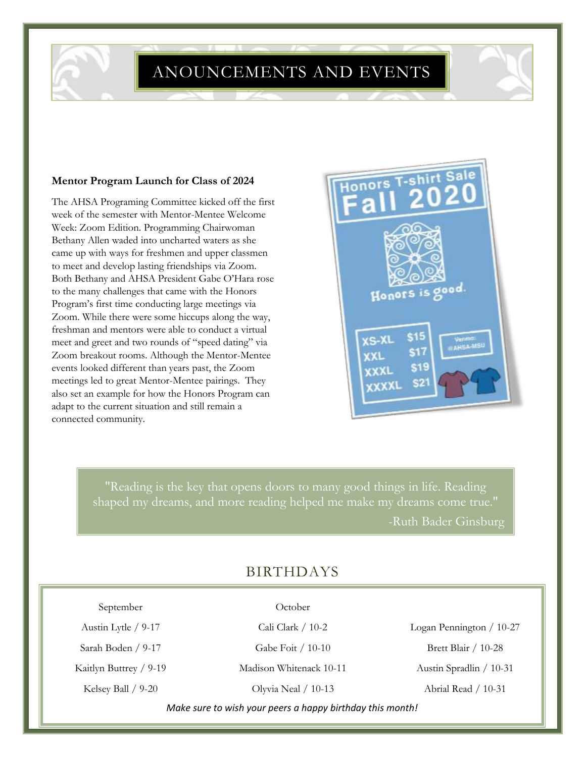# ANOUNCEMENTS AND EVENTS

**Mentor Program Launch for Class of 2024**

The AHSA Programing Committee kicked off the first week of the semester with Mentor-Mentee Welcome Week: Zoom Edition. Programming Chairwoman Bethany Allen waded into uncharted waters as she came up with ways for freshmen and upper classmen to meet and develop lasting friendships via Zoom. Both Bethany and AHSA President Gabe O'Hara rose to the many challenges that came with the Honors Program's first time conducting large meetings via Zoom. While there were some hiccups along the way, freshman and mentors were able to conduct a virtual meet and greet and two rounds of "speed dating" via Zoom breakout rooms. Although the Mentor-Mentee events looked different than years past, the Zoom meetings led to great Mentor-Mentee pairings. They also set an example for how the Honors Program can adapt to the current situation and still remain a connected community.

**Honors T-shirt Sale Fall 2020**

Honors is good.

| Size | Price |
|---|---|
| XS-XL | $15 |
| XXL | $17 |
| XXXL | $19 |
| XXXXL | $21 |

Venmo: @AHSA-MSU

> "Reading is the key that opens doors to many good things in life. Reading shaped my dreams, and more reading helped me make my dreams come true."
>
> -Ruth Bader Ginsburg

## BIRTHDAYS

| September | October | |
|---|---|---|
| Austin Lytle / 9-17 | Cali Clark / 10-2 | Logan Pennington / 10-27 |
| Sarah Boden / 9-17 | Gabe Foit / 10-10 | Brett Blair / 10-28 |
| Kaitlyn Buttrey / 9-19 | Madison Whitenack 10-11 | Austin Spradlin / 10-31 |
| Kelsey Ball / 9-20 | Olyvia Neal / 10-13 | Abrial Read / 10-31 |

*Make sure to wish your peers a happy birthday this month!*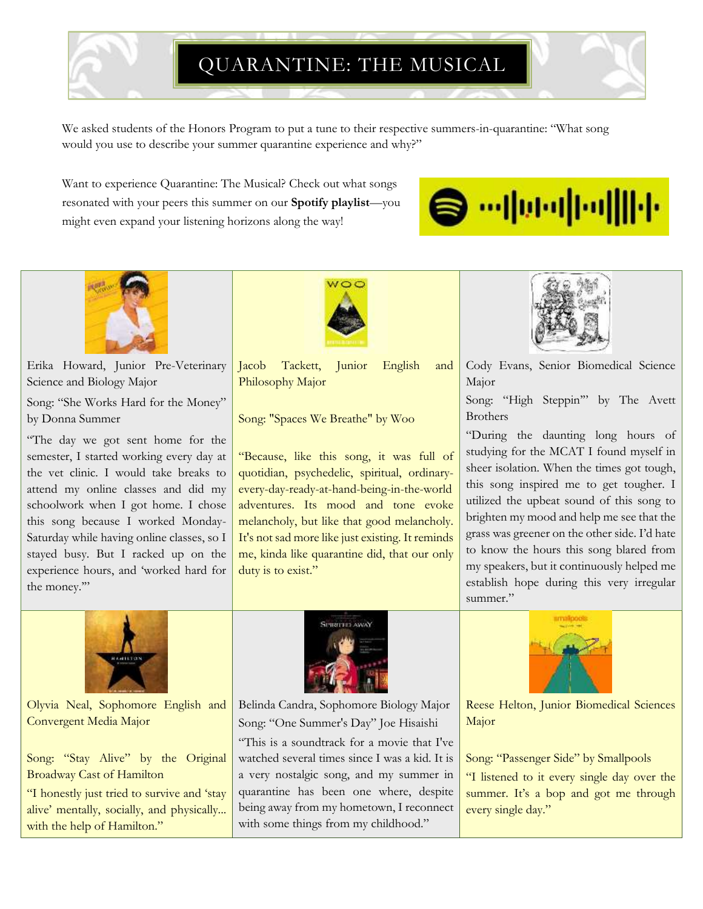# QUARANTINE: THE MUSICAL

We asked students of the Honors Program to put a tune to their respective summers-in-quarantine: "What song would you use to describe your summer quarantine experience and why?"

Want to experience Quarantine: The Musical? Check out what songs resonated with your peers this summer on our **Spotify playlist**—you might even expand your listening horizons along the way!

Erika Howard, Junior Pre-Veterinary Science and Biology Major

Song: "She Works Hard for the Money" by Donna Summer

"The day we got sent home for the semester, I started working every day at the vet clinic. I would take breaks to attend my online classes and did my schoolwork when I got home. I chose this song because I worked Monday-Saturday while having online classes, so I stayed busy. But I racked up on the experience hours, and 'worked hard for the money.'"

Jacob Tackett, Junior English and Philosophy Major

Song: "Spaces We Breathe" by Woo

"Because, like this song, it was full of quotidian, psychedelic, spiritual, ordinary-every-day-ready-at-hand-being-in-the-world adventures. Its mood and tone evoke melancholy, but like that good melancholy. It's not sad more like just existing. It reminds me, kinda like quarantine did, that our only duty is to exist."

Cody Evans, Senior Biomedical Science Major

Song: "High Steppin'" by The Avett Brothers

"During the daunting long hours of studying for the MCAT I found myself in sheer isolation. When the times got tough, this song inspired me to get tougher. I utilized the upbeat sound of this song to brighten my mood and help me see that the grass was greener on the other side. I'd hate to know the hours this song blared from my speakers, but it continuously helped me establish hope during this very irregular summer."

Olyvia Neal, Sophomore English and Convergent Media Major

Song: "Stay Alive" by the Original Broadway Cast of Hamilton

"I honestly just tried to survive and 'stay alive' mentally, socially, and physically... with the help of Hamilton."

Belinda Candra, Sophomore Biology Major

Song: "One Summer's Day" Joe Hisaishi

"This is a soundtrack for a movie that I've watched several times since I was a kid. It is a very nostalgic song, and my summer in quarantine has been one where, despite being away from my hometown, I reconnect with some things from my childhood."

Reese Helton, Junior Biomedical Sciences Major

Song: "Passenger Side" by Smallpools

"I listened to it every single day over the summer. It's a bop and got me through every single day."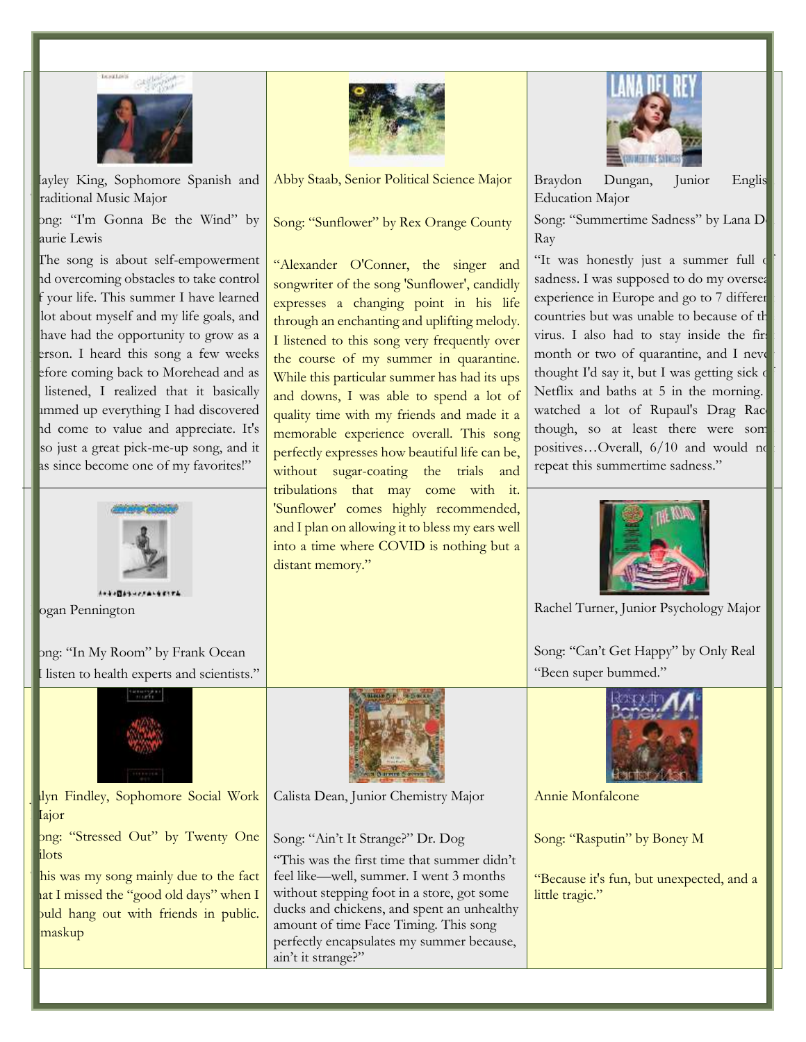Hayley King, Sophomore Spanish and Traditional Music Major

Song: "I'm Gonna Be the Wind" by Laurie Lewis

"The song is about self-empowerment and overcoming obstacles to take control of your life. This summer I have learned a lot about myself and my life goals, and I have had the opportunity to grow as a person. I heard this song a few weeks before coming back to Morehead and as I listened, I realized that it basically summed up everything I had discovered and come to value and appreciate. It's also just a great pick-me-up song, and it has since become one of my favorites!"

Abby Staab, Senior Political Science Major

Song: "Sunflower" by Rex Orange County

"Alexander O'Conner, the singer and songwriter of the song 'Sunflower', candidly expresses a changing point in his life through an enchanting and uplifting melody. I listened to this song very frequently over the course of my summer in quarantine. While this particular summer has had its ups and downs, I was able to spend a lot of quality time with my friends and made it a memorable experience overall. This song perfectly expresses how beautiful life can be, without sugar-coating the trials and tribulations that may come with it. 'Sunflower' comes highly recommended, and I plan on allowing it to bless my ears well into a time where COVID is nothing but a distant memory."

Braydon Dungan, Junior English Education Major

Song: "Summertime Sadness" by Lana Del Ray

"It was honestly just a summer full of sadness. I was supposed to do my overseas experience in Europe and go to 7 different countries but was unable to because of the virus. I also had to stay inside the first month or two of quarantine, and I never thought I'd say it, but I was getting sick of Netflix and baths at 5 in the morning. I watched a lot of Rupaul's Drag Race though, so at least there were some positives…Overall, 6/10 and would not repeat this summertime sadness."

Logan Pennington

Song: "In My Room" by Frank Ocean

"I listen to health experts and scientists."

Rachel Turner, Junior Psychology Major

Song: "Can't Get Happy" by Only Real

"Been super bummed."

Jalyn Findley, Sophomore Social Work Major

Song: "Stressed Out" by Twenty One Pilots

"This was my song mainly due to the fact that I missed the "good old days" when I could hang out with friends in public. #maskup

Calista Dean, Junior Chemistry Major

Song: "Ain't It Strange?" Dr. Dog

"This was the first time that summer didn't feel like—well, summer. I went 3 months without stepping foot in a store, got some ducks and chickens, and spent an unhealthy amount of time Face Timing. This song perfectly encapsulates my summer because, ain't it strange?"

Annie Monfalcone

Song: "Rasputin" by Boney M

"Because it's fun, but unexpected, and a little tragic."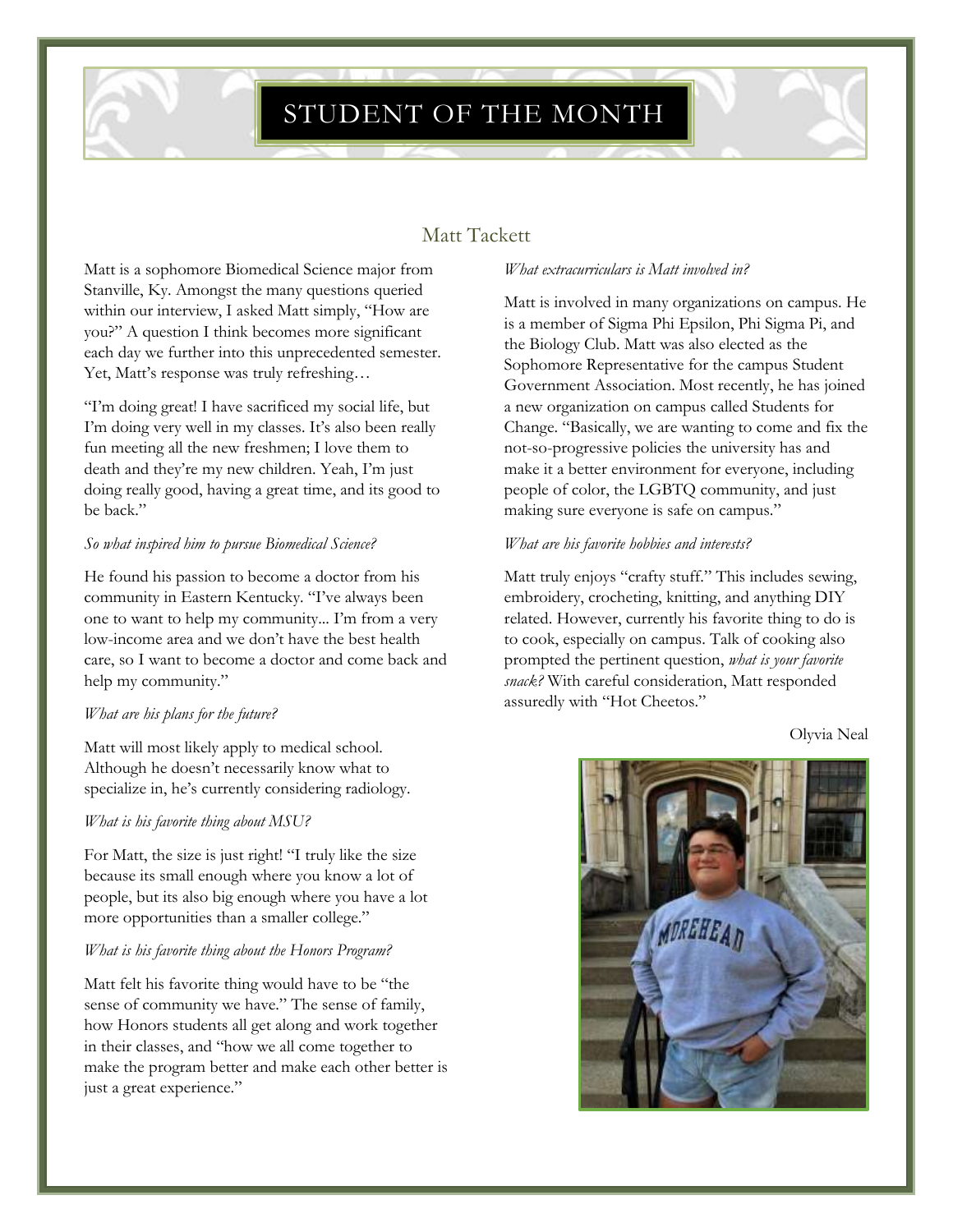# STUDENT OF THE MONTH

## Matt Tackett

Matt is a sophomore Biomedical Science major from Stanville, Ky. Amongst the many questions queried within our interview, I asked Matt simply, "How are you?" A question I think becomes more significant each day we further into this unprecedented semester. Yet, Matt's response was truly refreshing…

"I'm doing great! I have sacrificed my social life, but I'm doing very well in my classes. It's also been really fun meeting all the new freshmen; I love them to death and they're my new children. Yeah, I'm just doing really good, having a great time, and its good to be back."

*So what inspired him to pursue Biomedical Science?*

He found his passion to become a doctor from his community in Eastern Kentucky. "I've always been one to want to help my community... I'm from a very low-income area and we don't have the best health care, so I want to become a doctor and come back and help my community."

*What are his plans for the future?*

Matt will most likely apply to medical school. Although he doesn't necessarily know what to specialize in, he's currently considering radiology.

*What is his favorite thing about MSU?*

For Matt, the size is just right! "I truly like the size because its small enough where you know a lot of people, but its also big enough where you have a lot more opportunities than a smaller college."

*What is his favorite thing about the Honors Program?*

Matt felt his favorite thing would have to be "the sense of community we have." The sense of family, how Honors students all get along and work together in their classes, and "how we all come together to make the program better and make each other better is just a great experience."

*What extracurriculars is Matt involved in?*

Matt is involved in many organizations on campus. He is a member of Sigma Phi Epsilon, Phi Sigma Pi, and the Biology Club. Matt was also elected as the Sophomore Representative for the campus Student Government Association. Most recently, he has joined a new organization on campus called Students for Change. "Basically, we are wanting to come and fix the not-so-progressive policies the university has and make it a better environment for everyone, including people of color, the LGBTQ community, and just making sure everyone is safe on campus."

*What are his favorite hobbies and interests?*

Matt truly enjoys "crafty stuff." This includes sewing, embroidery, crocheting, knitting, and anything DIY related. However, currently his favorite thing to do is to cook, especially on campus. Talk of cooking also prompted the pertinent question, *what is your favorite snack?* With careful consideration, Matt responded assuredly with "Hot Cheetos."

Olyvia Neal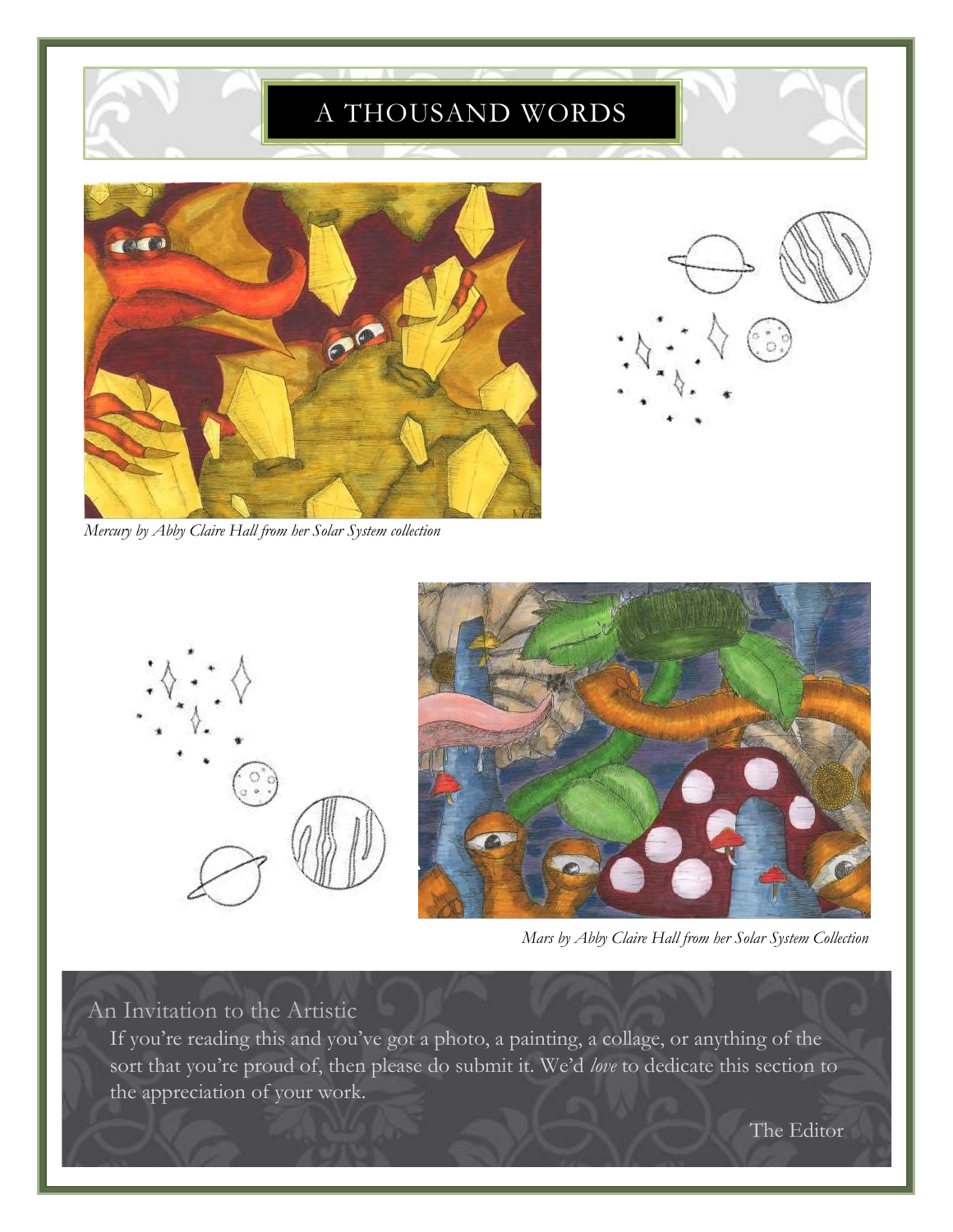# A THOUSAND WORDS

*Mercury by Abby Claire Hall from her Solar System collection*

*Mars by Abby Claire Hall from her Solar System Collection*

## An Invitation to the Artistic

If you're reading this and you've got a photo, a painting, a collage, or anything of the sort that you're proud of, then please do submit it. We'd *love* to dedicate this section to the appreciation of your work.

The Editor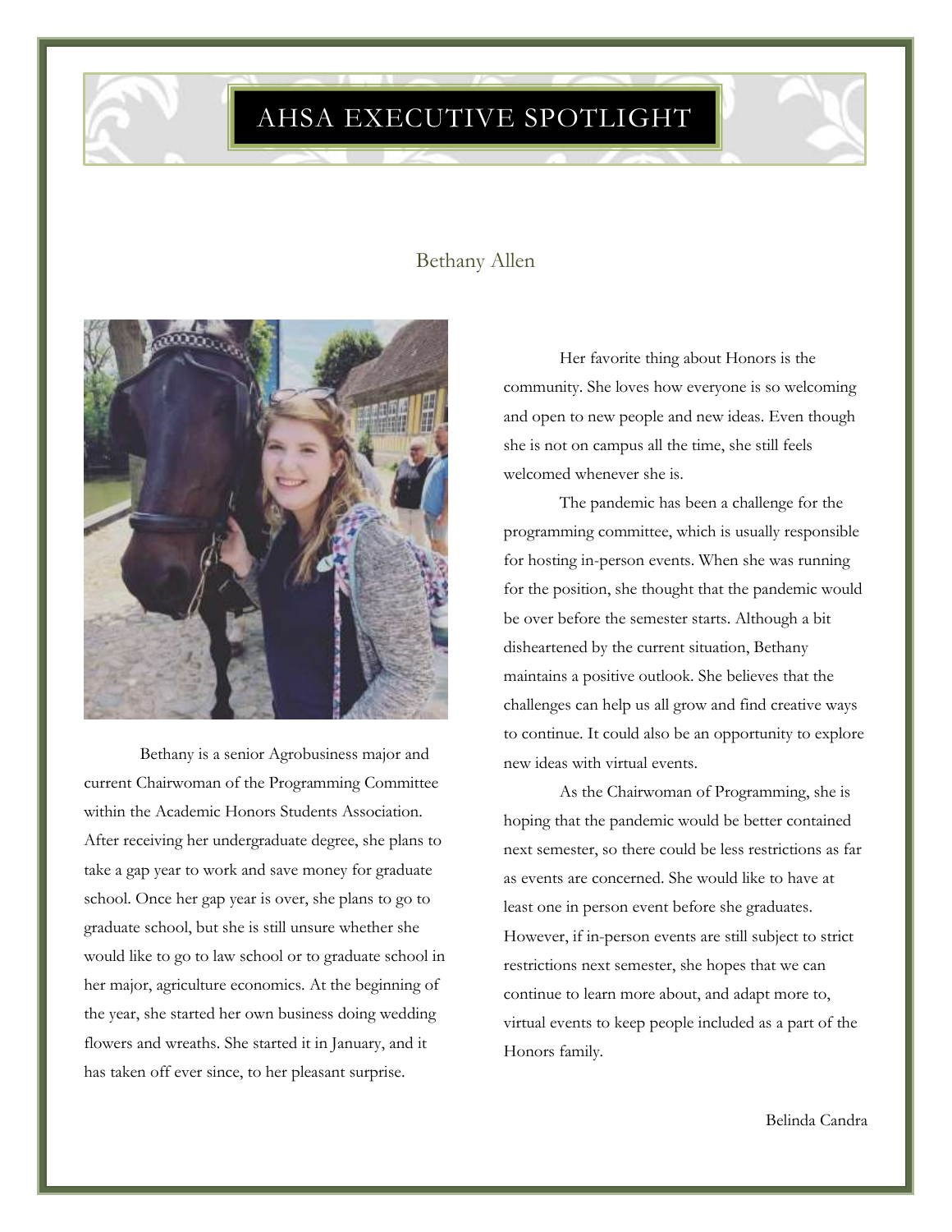# AHSA EXECUTIVE SPOTLIGHT

## Bethany Allen

Bethany is a senior Agrobusiness major and current Chairwoman of the Programming Committee within the Academic Honors Students Association. After receiving her undergraduate degree, she plans to take a gap year to work and save money for graduate school. Once her gap year is over, she plans to go to graduate school, but she is still unsure whether she would like to go to law school or to graduate school in her major, agriculture economics. At the beginning of the year, she started her own business doing wedding flowers and wreaths. She started it in January, and it has taken off ever since, to her pleasant surprise.

Her favorite thing about Honors is the community. She loves how everyone is so welcoming and open to new people and new ideas. Even though she is not on campus all the time, she still feels welcomed whenever she is.

The pandemic has been a challenge for the programming committee, which is usually responsible for hosting in-person events. When she was running for the position, she thought that the pandemic would be over before the semester starts. Although a bit disheartened by the current situation, Bethany maintains a positive outlook. She believes that the challenges can help us all grow and find creative ways to continue. It could also be an opportunity to explore new ideas with virtual events.

As the Chairwoman of Programming, she is hoping that the pandemic would be better contained next semester, so there could be less restrictions as far as events are concerned. She would like to have at least one in person event before she graduates. However, if in-person events are still subject to strict restrictions next semester, she hopes that we can continue to learn more about, and adapt more to, virtual events to keep people included as a part of the Honors family.

Belinda Candra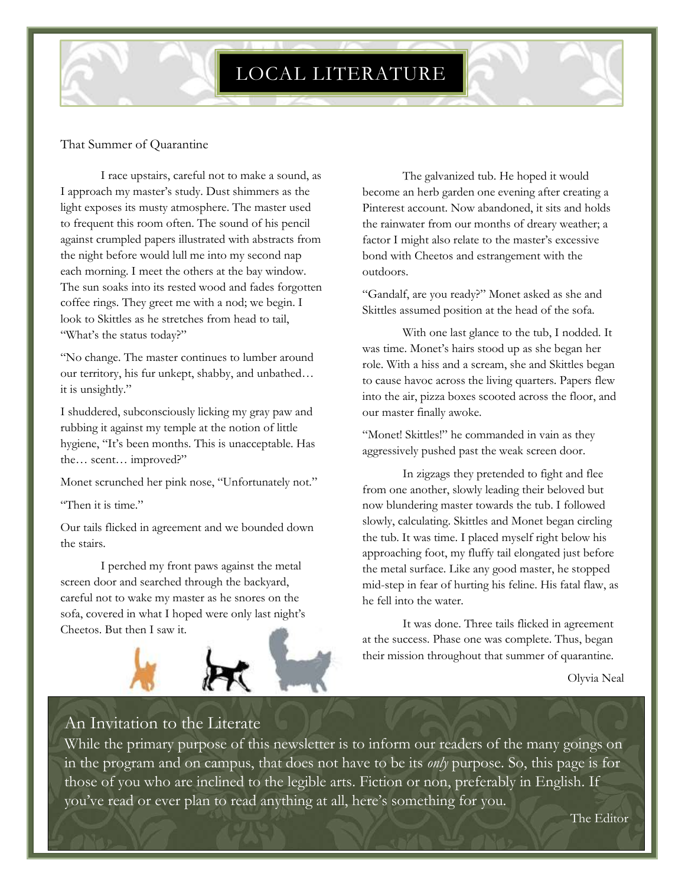# LOCAL LITERATURE

## That Summer of Quarantine

I race upstairs, careful not to make a sound, as I approach my master's study. Dust shimmers as the light exposes its musty atmosphere. The master used to frequent this room often. The sound of his pencil against crumpled papers illustrated with abstracts from the night before would lull me into my second nap each morning. I meet the others at the bay window. The sun soaks into its rested wood and fades forgotten coffee rings. They greet me with a nod; we begin. I look to Skittles as he stretches from head to tail, "What's the status today?"

"No change. The master continues to lumber around our territory, his fur unkept, shabby, and unbathed… it is unsightly."

I shuddered, subconsciously licking my gray paw and rubbing it against my temple at the notion of little hygiene, "It's been months. This is unacceptable. Has the… scent… improved?"

Monet scrunched her pink nose, "Unfortunately not."

"Then it is time."

Our tails flicked in agreement and we bounded down the stairs.

I perched my front paws against the metal screen door and searched through the backyard, careful not to wake my master as he snores on the sofa, covered in what I hoped were only last night's Cheetos. But then I saw it.

The galvanized tub. He hoped it would become an herb garden one evening after creating a Pinterest account. Now abandoned, it sits and holds the rainwater from our months of dreary weather; a factor I might also relate to the master's excessive bond with Cheetos and estrangement with the outdoors.

"Gandalf, are you ready?" Monet asked as she and Skittles assumed position at the head of the sofa.

With one last glance to the tub, I nodded. It was time. Monet's hairs stood up as she began her role. With a hiss and a scream, she and Skittles began to cause havoc across the living quarters. Papers flew into the air, pizza boxes scooted across the floor, and our master finally awoke.

"Monet! Skittles!" he commanded in vain as they aggressively pushed past the weak screen door.

In zigzags they pretended to fight and flee from one another, slowly leading their beloved but now blundering master towards the tub. I followed slowly, calculating. Skittles and Monet began circling the tub. It was time. I placed myself right below his approaching foot, my fluffy tail elongated just before the metal surface. Like any good master, he stopped mid-step in fear of hurting his feline. His fatal flaw, as he fell into the water.

It was done. Three tails flicked in agreement at the success. Phase one was complete. Thus, began their mission throughout that summer of quarantine.

Olyvia Neal

## An Invitation to the Literate

While the primary purpose of this newsletter is to inform our readers of the many goings on in the program and on campus, that does not have to be its *only* purpose. So, this page is for those of you who are inclined to the legible arts. Fiction or non, preferably in English. If you've read or ever plan to read anything at all, here's something for you.

The Editor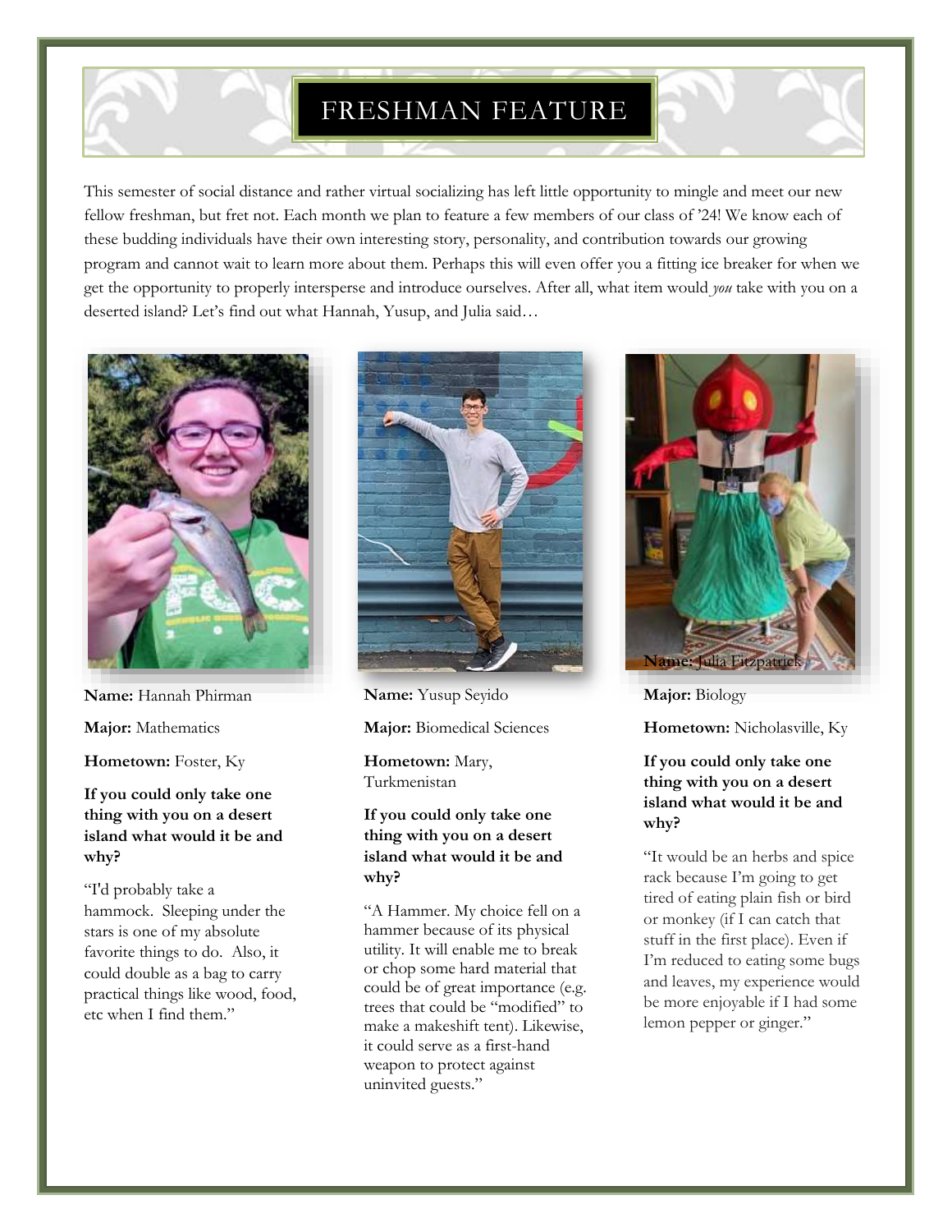# FRESHMAN FEATURE

This semester of social distance and rather virtual socializing has left little opportunity to mingle and meet our new fellow freshman, but fret not. Each month we plan to feature a few members of our class of '24! We know each of these budding individuals have their own interesting story, personality, and contribution towards our growing program and cannot wait to learn more about them. Perhaps this will even offer you a fitting ice breaker for when we get the opportunity to properly intersperse and introduce ourselves. After all, what item would *you* take with you on a deserted island? Let's find out what Hannah, Yusup, and Julia said…

**Name:** Hannah Phirman

**Major:** Mathematics

**Hometown:** Foster, Ky

**If you could only take one thing with you on a desert island what would it be and why?**

"I'd probably take a hammock. Sleeping under the stars is one of my absolute favorite things to do. Also, it could double as a bag to carry practical things like wood, food, etc when I find them."

**Name:** Yusup Seyido

**Major:** Biomedical Sciences

**Hometown:** Mary, Turkmenistan

**If you could only take one thing with you on a desert island what would it be and why?**

"A Hammer. My choice fell on a hammer because of its physical utility. It will enable me to break or chop some hard material that could be of great importance (e.g. trees that could be "modified" to make a makeshift tent). Likewise, it could serve as a first-hand weapon to protect against uninvited guests."

**Name:** Julia Fitzpatrick

**Major:** Biology

**Hometown:** Nicholasville, Ky

**If you could only take one thing with you on a desert island what would it be and why?**

"It would be an herbs and spice rack because I'm going to get tired of eating plain fish or bird or monkey (if I can catch that stuff in the first place). Even if I'm reduced to eating some bugs and leaves, my experience would be more enjoyable if I had some lemon pepper or ginger."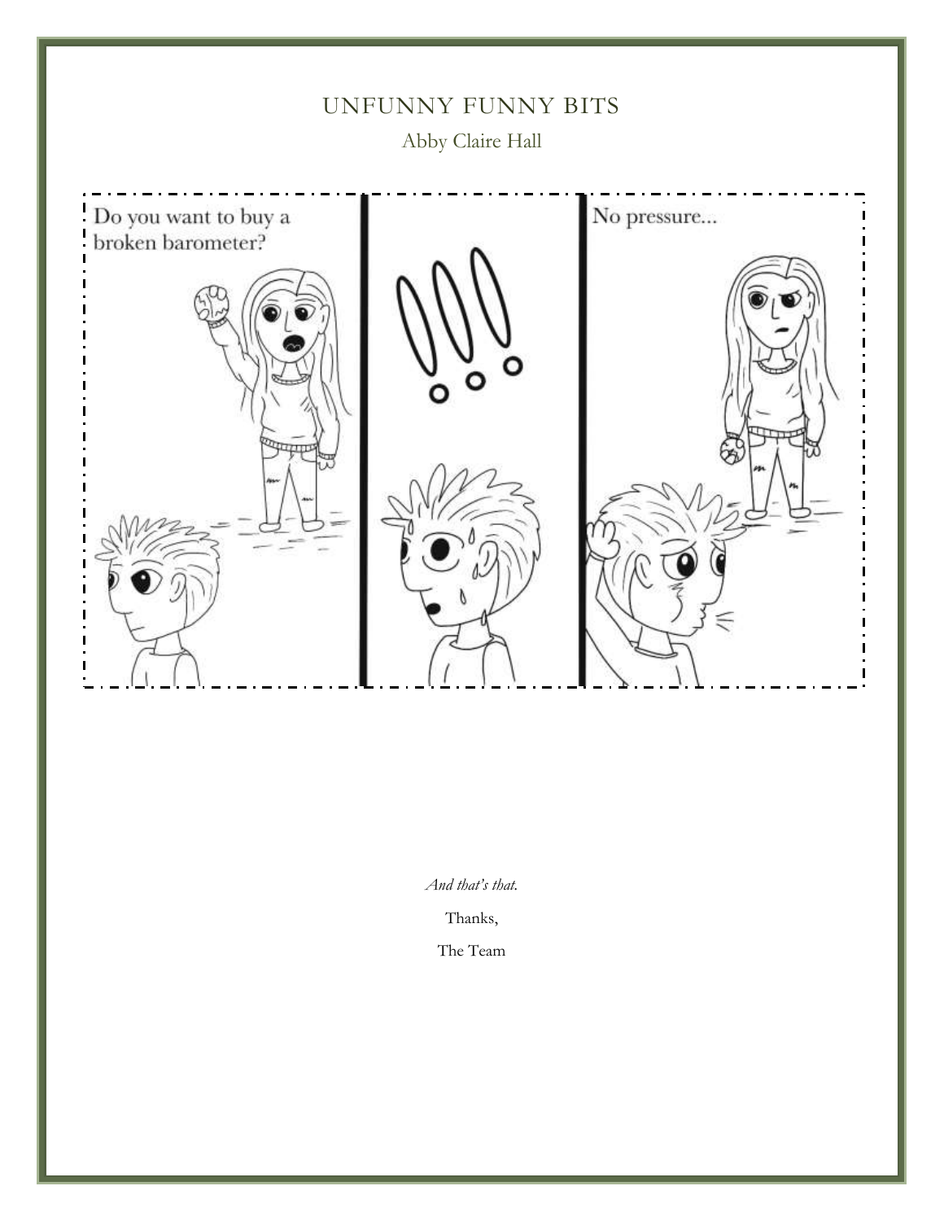# UNFUNNY FUNNY BITS

Abby Claire Hall

Do you want to buy a broken barometer?

No pressure...

*And that's that.*

Thanks,

The Team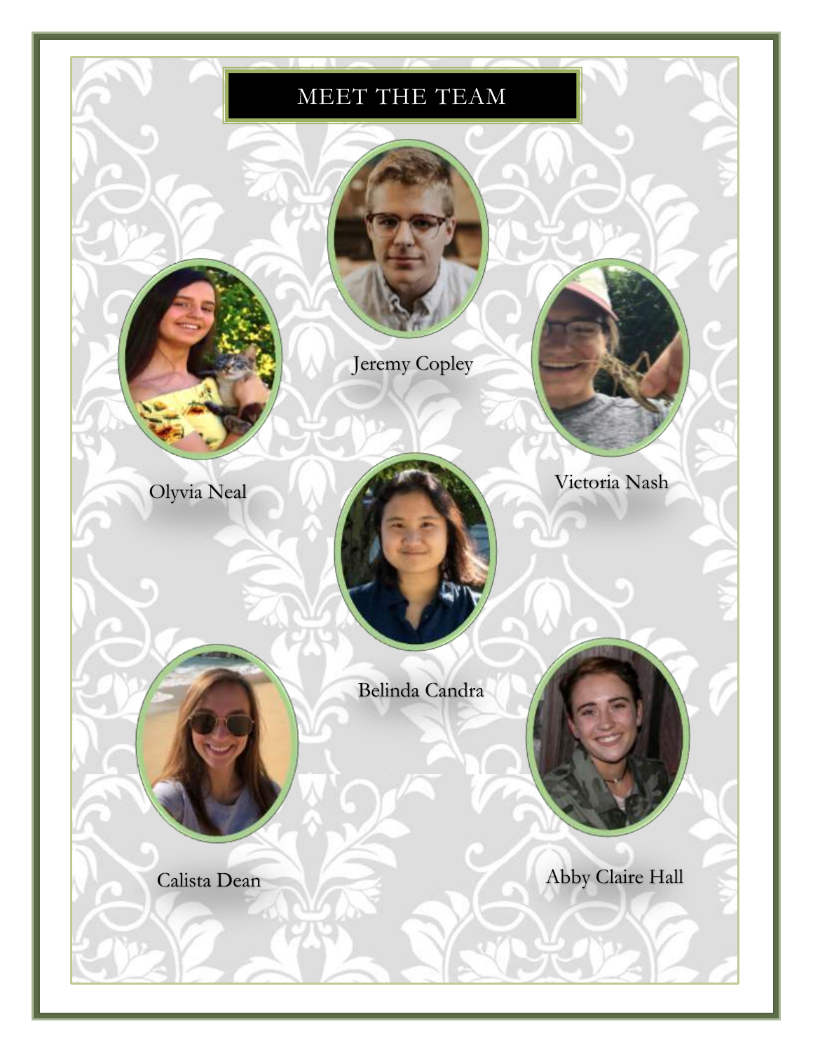# MEET THE TEAM

Jeremy Copley

Olyvia Neal

Victoria Nash

Belinda Candra

Calista Dean

Abby Claire Hall